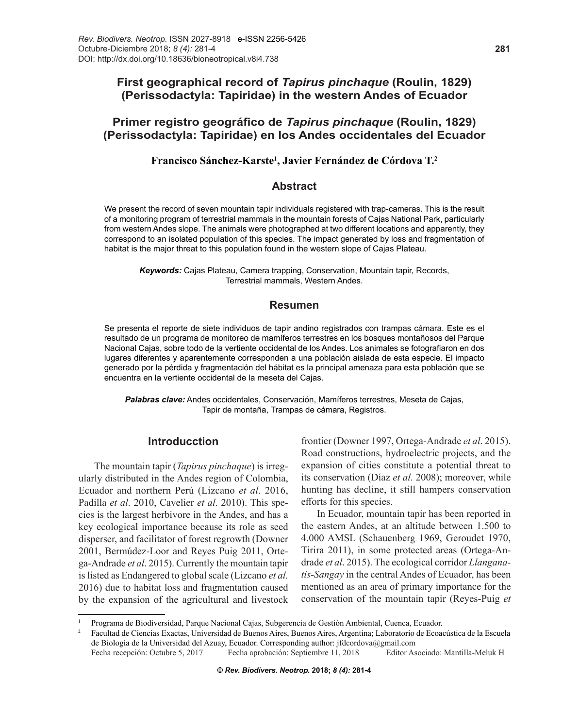# First geographical record of *Tapirus pinchaque* (Roulin, 1829) (Perissodactyla: Tapiridae) in the western Andes of Ecuador

# Primer registro geográfico de *Tapirus pinchaque* (Roulin, 1829) (Perissodactyla: Tapiridae) en los Andes occidentales del Ecuador

**Francisco Sánchez-Karste[1], Javier Fernández de Córdova T.[2]**

## Abstract

We present the record of seven mountain tapir individuals registered with trap-cameras. This is the result of a monitoring program of terrestrial mammals in the mountain forests of Cajas National Park, particularly from western Andes slope. The animals were photographed at two different locations and apparently, they correspond to an isolated population of this species. The impact generated by loss and fragmentation of habitat is the major threat to this population found in the western slope of Cajas Plateau.

***Keywords:*** Cajas Plateau, Camera trapping, Conservation, Mountain tapir, Records, Terrestrial mammals, Western Andes.

## Resumen

Se presenta el reporte de siete individuos de tapir andino registrados con trampas cámara. Este es el resultado de un programa de monitoreo de mamíferos terrestres en los bosques montañosos del Parque Nacional Cajas, sobre todo de la vertiente occidental de los Andes. Los animales se fotografiaron en dos lugares diferentes y aparentemente corresponden a una población aislada de esta especie. El impacto generado por la pérdida y fragmentación del hábitat es la principal amenaza para esta población que se encuentra en la vertiente occidental de la meseta del Cajas.

***Palabras clave:*** Andes occidentales, Conservación, Mamíferos terrestres, Meseta de Cajas, Tapir de montaña, Trampas de cámara, Registros.

## Introducction

The mountain tapir (*Tapirus pinchaque*) is irregularly distributed in the Andes region of Colombia, Ecuador and northern Perú (Lizcano *et al*. 2016, Padilla *et al*. 2010, Cavelier *et al*. 2010). This species is the largest herbivore in the Andes, and has a key ecological importance because its role as seed disperser, and facilitator of forest regrowth (Downer 2001, Bermúdez-Loor and Reyes Puig 2011, Ortega-Andrade *et al*. 2015). Currently the mountain tapir is listed as Endangered to global scale (Lizcano *et al.* 2016) due to habitat loss and fragmentation caused by the expansion of the agricultural and livestock frontier (Downer 1997, Ortega-Andrade *et al*. 2015). Road constructions, hydroelectric projects, and the expansion of cities constitute a potential threat to its conservation (Díaz *et al.* 2008); moreover, while hunting has decline, it still hampers conservation efforts for this species.

In Ecuador, mountain tapir has been reported in the eastern Andes, at an altitude between 1.500 to 4.000 AMSL (Schauenberg 1969, Geroudet 1970, Tirira 2011), in some protected areas (Ortega-Andrade *et al*. 2015). The ecological corridor *Llanganatis-Sangay* in the central Andes of Ecuador, has been mentioned as an area of primary importance for the conservation of the mountain tapir (Reyes-Puig *et*

---

[1] Programa de Biodiversidad, Parque Nacional Cajas, Subgerencia de Gestión Ambiental, Cuenca, Ecuador.

[2] Facultad de Ciencias Exactas, Universidad de Buenos Aires, Buenos Aires, Argentina; Laboratorio de Ecoacústica de la Escuela de Biología de la Universidad del Azuay, Ecuador. Corresponding author: jfdcordova@gmail.com

Fecha recepción: Octubre 5, 2017 Fecha aprobación: Septiembre 11, 2018 Editor Asociado: Mantilla-Meluk H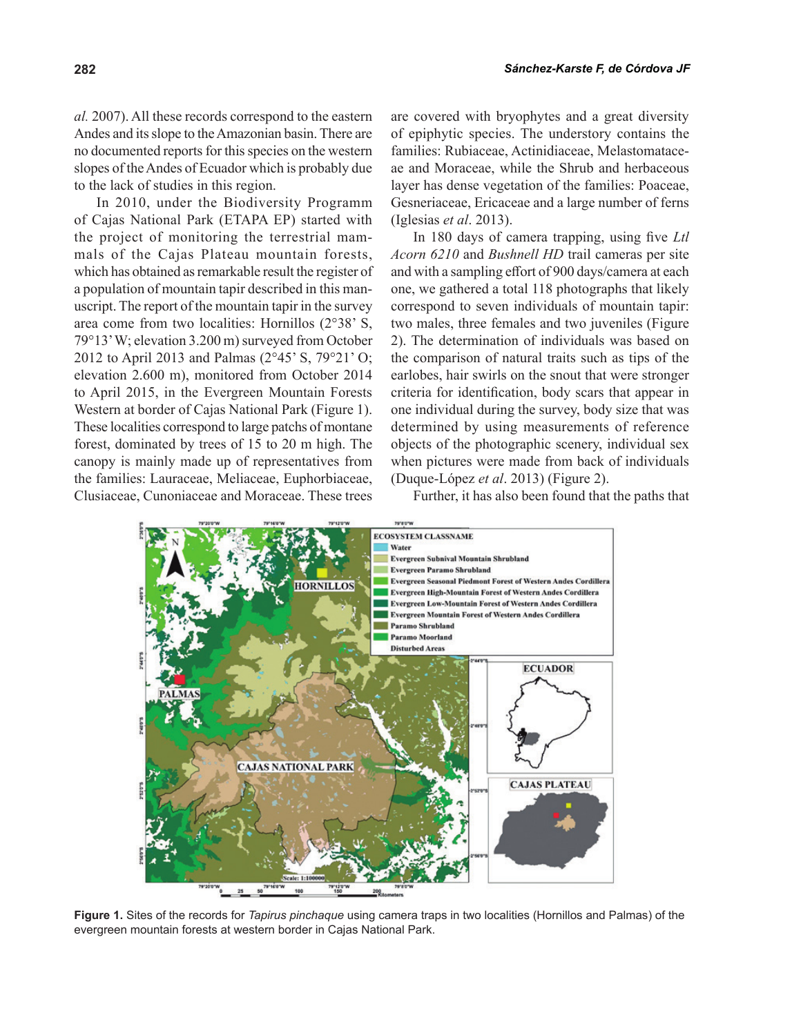*al.* 2007). All these records correspond to the eastern Andes and its slope to the Amazonian basin. There are no documented reports for this species on the western slopes of the Andes of Ecuador which is probably due to the lack of studies in this region.

In 2010, under the Biodiversity Programm of Cajas National Park (ETAPA EP) started with the project of monitoring the terrestrial mammals of the Cajas Plateau mountain forests, which has obtained as remarkable result the register of a population of mountain tapir described in this manuscript. The report of the mountain tapir in the survey area come from two localities: Hornillos (2°38' S, 79°13' W; elevation 3.200 m) surveyed from October 2012 to April 2013 and Palmas (2°45' S, 79°21' O; elevation 2.600 m), monitored from October 2014 to April 2015, in the Evergreen Mountain Forests Western at border of Cajas National Park (Figure 1). These localities correspond to large patchs of montane forest, dominated by trees of 15 to 20 m high. The canopy is mainly made up of representatives from the families: Lauraceae, Meliaceae, Euphorbiaceae, Clusiaceae, Cunoniaceae and Moraceae. These trees are covered with bryophytes and a great diversity of epiphytic species. The understory contains the families: Rubiaceae, Actinidiaceae, Melastomataceae and Moraceae, while the Shrub and herbaceous layer has dense vegetation of the families: Poaceae, Gesneriaceae, Ericaceae and a large number of ferns (Iglesias *et al*. 2013).

In 180 days of camera trapping, using five *Ltl Acorn 6210* and *Bushnell HD* trail cameras per site and with a sampling effort of 900 days/camera at each one, we gathered a total 118 photographs that likely correspond to seven individuals of mountain tapir: two males, three females and two juveniles (Figure 2). The determination of individuals was based on the comparison of natural traits such as tips of the earlobes, hair swirls on the snout that were stronger criteria for identification, body scars that appear in one individual during the survey, body size that was determined by using measurements of reference objects of the photographic scenery, individual sex when pictures were made from back of individuals (Duque-López *et al*. 2013) (Figure 2).

Further, it has also been found that the paths that

**Figure 1.** Sites of the records for *Tapirus pinchaque* using camera traps in two localities (Hornillos and Palmas) of the evergreen mountain forests at western border in Cajas National Park.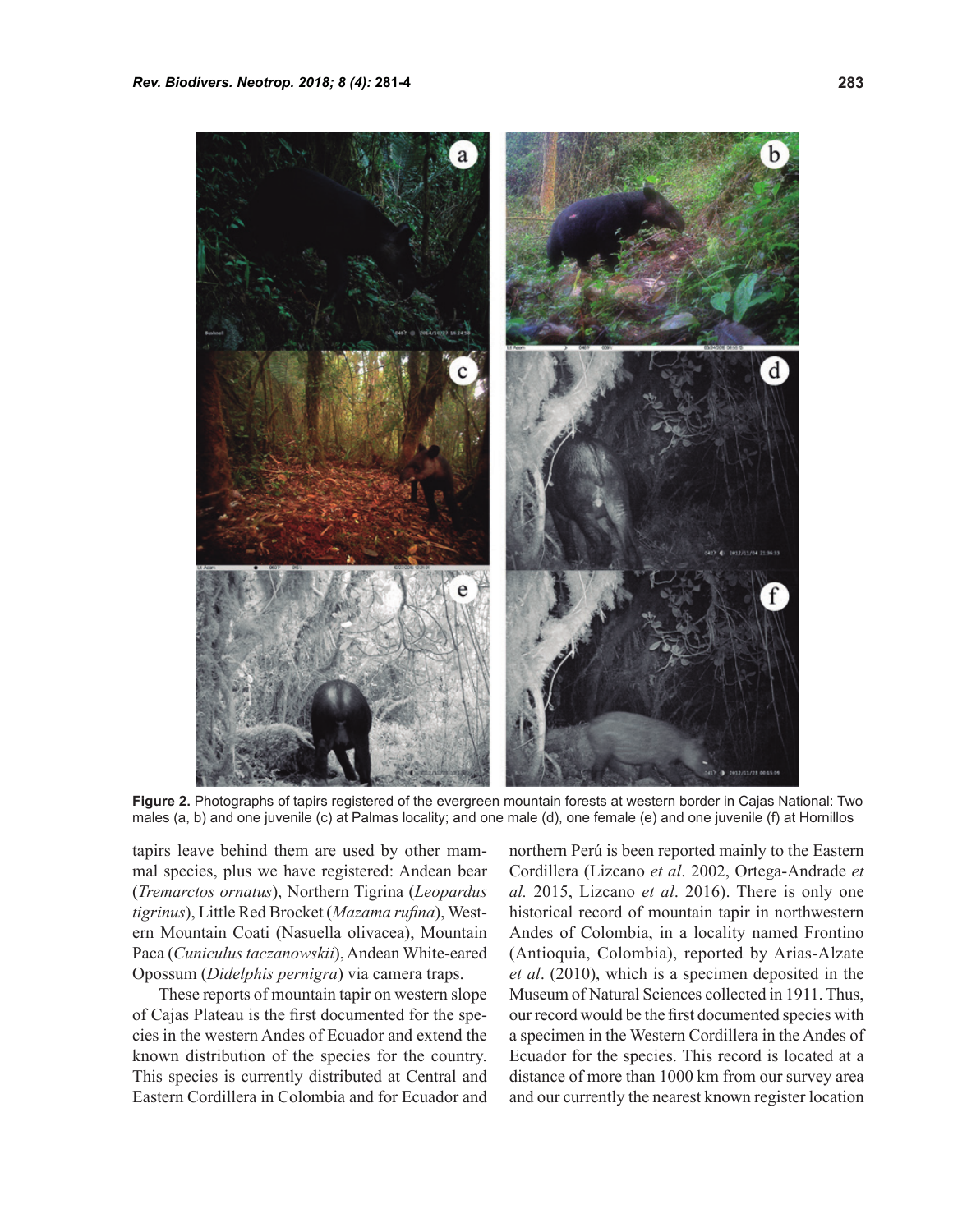Figure 2. Photographs of tapirs registered of the evergreen mountain forests at western border in Cajas National: Two males (a, b) and one juvenile (c) at Palmas locality; and one male (d), one female (e) and one juvenile (f) at Hornillos

tapirs leave behind them are used by other mammal species, plus we have registered: Andean bear (*Tremarctos ornatus*), Northern Tigrina (*Leopardus tigrinus*), Little Red Brocket (*Mazama rufina*), Western Mountain Coati (Nasuella olivacea), Mountain Paca (*Cuniculus taczanowskii*), Andean White-eared Opossum (*Didelphis pernigra*) via camera traps.

These reports of mountain tapir on western slope of Cajas Plateau is the first documented for the species in the western Andes of Ecuador and extend the known distribution of the species for the country. This species is currently distributed at Central and Eastern Cordillera in Colombia and for Ecuador and northern Perú is been reported mainly to the Eastern Cordillera (Lizcano *et al*. 2002, Ortega-Andrade *et al.* 2015, Lizcano *et al*. 2016). There is only one historical record of mountain tapir in northwestern Andes of Colombia, in a locality named Frontino (Antioquia, Colombia), reported by Arias-Alzate *et al*. (2010), which is a specimen deposited in the Museum of Natural Sciences collected in 1911. Thus, our record would be the first documented species with a specimen in the Western Cordillera in the Andes of Ecuador for the species. This record is located at a distance of more than 1000 km from our survey area and our currently the nearest known register location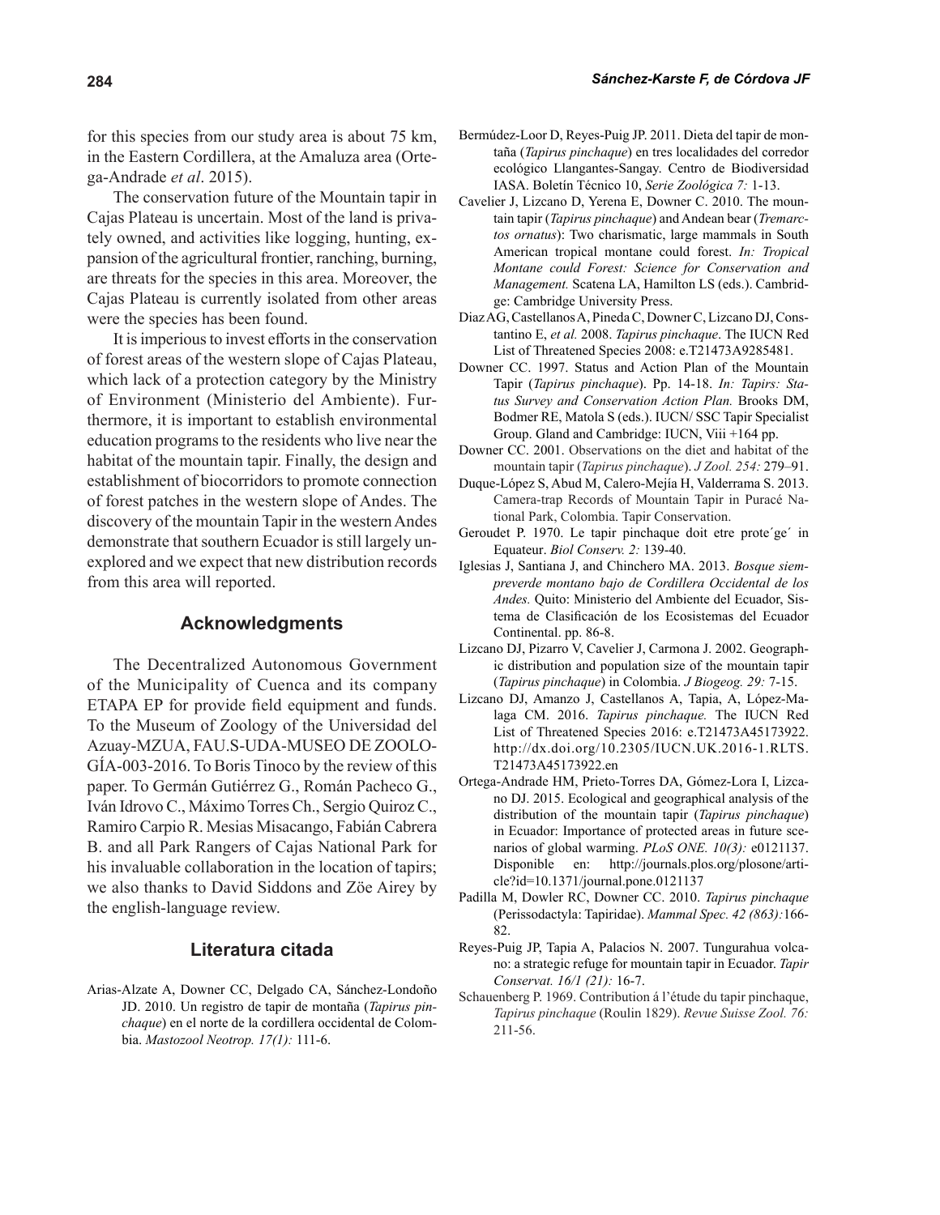for this species from our study area is about 75 km, in the Eastern Cordillera, at the Amaluza area (Ortega-Andrade *et al*. 2015).

The conservation future of the Mountain tapir in Cajas Plateau is uncertain. Most of the land is privately owned, and activities like logging, hunting, expansion of the agricultural frontier, ranching, burning, are threats for the species in this area. Moreover, the Cajas Plateau is currently isolated from other areas were the species has been found.

It is imperious to invest efforts in the conservation of forest areas of the western slope of Cajas Plateau, which lack of a protection category by the Ministry of Environment (Ministerio del Ambiente). Furthermore, it is important to establish environmental education programs to the residents who live near the habitat of the mountain tapir. Finally, the design and establishment of biocorridors to promote connection of forest patches in the western slope of Andes. The discovery of the mountain Tapir in the western Andes demonstrate that southern Ecuador is still largely unexplored and we expect that new distribution records from this area will reported.

## Acknowledgments

The Decentralized Autonomous Government of the Municipality of Cuenca and its company ETAPA EP for provide field equipment and funds. To the Museum of Zoology of the Universidad del Azuay-MZUA, FAU.S-UDA-MUSEO DE ZOOLOGÍA-003-2016. To Boris Tinoco by the review of this paper. To Germán Gutiérrez G., Román Pacheco G., Iván Idrovo C., Máximo Torres Ch., Sergio Quiroz C., Ramiro Carpio R. Mesias Misacango, Fabián Cabrera B. and all Park Rangers of Cajas National Park for his invaluable collaboration in the location of tapirs; we also thanks to David Siddons and Zöe Airey by the english-language review.

## Literatura citada

Arias-Alzate A, Downer CC, Delgado CA, Sánchez-Londoño JD. 2010. Un registro de tapir de montaña (*Tapirus pinchaque*) en el norte de la cordillera occidental de Colombia. *Mastozool Neotrop. 17(1):* 111-6.

Bermúdez-Loor D, Reyes-Puig JP. 2011. Dieta del tapir de montaña (*Tapirus pinchaque*) en tres localidades del corredor ecológico Llangantes-Sangay. Centro de Biodiversidad IASA. Boletín Técnico 10, *Serie Zoológica 7:* 1-13.

Cavelier J, Lizcano D, Yerena E, Downer C. 2010. The mountain tapir (*Tapirus pinchaque*) and Andean bear (*Tremarctos ornatus*): Two charismatic, large mammals in South American tropical montane could forest. *In: Tropical Montane could Forest: Science for Conservation and Management.* Scatena LA, Hamilton LS (eds.). Cambridge: Cambridge University Press.

Diaz AG, Castellanos A, Pineda C, Downer C, Lizcano DJ, Constantino E, *et al.* 2008. *Tapirus pinchaque*. The IUCN Red List of Threatened Species 2008: e.T21473A9285481.

Downer CC. 1997. Status and Action Plan of the Mountain Tapir (*Tapirus pinchaque*). Pp. 14-18. *In: Tapirs: Status Survey and Conservation Action Plan.* Brooks DM, Bodmer RE, Matola S (eds.). IUCN/ SSC Tapir Specialist Group. Gland and Cambridge: IUCN, Viii +164 pp.

Downer CC. 2001. Observations on the diet and habitat of the mountain tapir (*Tapirus pinchaque*). *J Zool. 254:* 279–91.

Duque-López S, Abud M, Calero-Mejía H, Valderrama S. 2013. Camera-trap Records of Mountain Tapir in Puracé National Park, Colombia. Tapir Conservation.

Geroudet P. 1970. Le tapir pinchaque doit etre prote´ge´ in Equateur. *Biol Conserv. 2:* 139-40.

Iglesias J, Santiana J, and Chinchero MA. 2013. *Bosque siempreverde montano bajo de Cordillera Occidental de los Andes.* Quito: Ministerio del Ambiente del Ecuador, Sistema de Clasificación de los Ecosistemas del Ecuador Continental. pp. 86-8.

Lizcano DJ, Pizarro V, Cavelier J, Carmona J. 2002. Geographic distribution and population size of the mountain tapir (*Tapirus pinchaque*) in Colombia. *J Biogeog. 29:* 7-15.

Lizcano DJ, Amanzo J, Castellanos A, Tapia, A, López-Malaga CM. 2016. *Tapirus pinchaque.* The IUCN Red List of Threatened Species 2016: e.T21473A45173922. http://dx.doi.org/10.2305/IUCN.UK.2016-1.RLTS.T21473A45173922.en

Ortega-Andrade HM, Prieto-Torres DA, Gómez-Lora I, Lizcano DJ. 2015. Ecological and geographical analysis of the distribution of the mountain tapir (*Tapirus pinchaque*) in Ecuador: Importance of protected areas in future scenarios of global warming. *PLoS ONE. 10(3):* e0121137. Disponible en: http://journals.plos.org/plosone/article?id=10.1371/journal.pone.0121137

Padilla M, Dowler RC, Downer CC. 2010. *Tapirus pinchaque* (Perissodactyla: Tapiridae). *Mammal Spec. 42 (863):*166-82.

Reyes-Puig JP, Tapia A, Palacios N. 2007. Tungurahua volcano: a strategic refuge for mountain tapir in Ecuador. *Tapir Conservat. 16/1 (21):* 16-7.

Schauenberg P. 1969. Contribution á l'étude du tapir pinchaque, *Tapirus pinchaque* (Roulin 1829). *Revue Suisse Zool. 76:* 211-56.